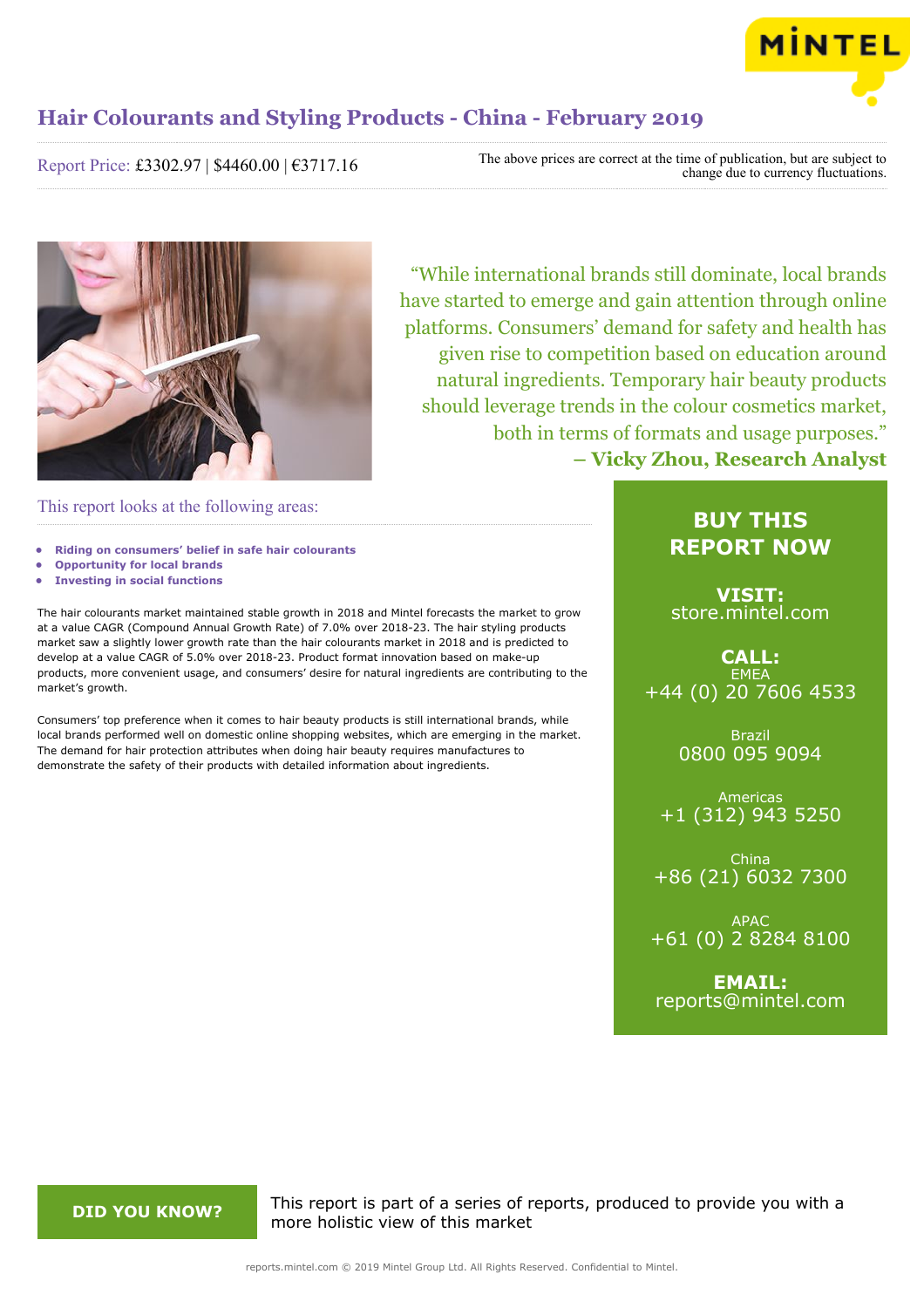# Hair Colourants and Styling Products - China - February 2019

Report Price: £3302.97 | $4460.00 | €3717.16

The above prices are correct at the time of publication, but are subject to change due to currency fluctuations.

> "While international brands still dominate, local brands have started to emerge and gain attention through online platforms. Consumers' demand for safety and health has given rise to competition based on education around natural ingredients. Temporary hair beauty products should leverage trends in the colour cosmetics market, both in terms of formats and usage purposes."
> **– Vicky Zhou, Research Analyst**

## This report looks at the following areas:

- **Riding on consumers' belief in safe hair colourants**
- **Opportunity for local brands**
- **Investing in social functions**

The hair colourants market maintained stable growth in 2018 and Mintel forecasts the market to grow at a value CAGR (Compound Annual Growth Rate) of 7.0% over 2018-23. The hair styling products market saw a slightly lower growth rate than the hair colourants market in 2018 and is predicted to develop at a value CAGR of 5.0% over 2018-23. Product format innovation based on make-up products, more convenient usage, and consumers' desire for natural ingredients are contributing to the market's growth.

Consumers' top preference when it comes to hair beauty products is still international brands, while local brands performed well on domestic online shopping websites, which are emerging in the market. The demand for hair protection attributes when doing hair beauty requires manufactures to demonstrate the safety of their products with detailed information about ingredients.

## BUY THIS REPORT NOW

**VISIT:**
store.mintel.com

**CALL:**

EMEA
+44 (0) 20 7606 4533

Brazil
0800 095 9094

Americas
+1 (312) 943 5250

China
+86 (21) 6032 7300

APAC
+61 (0) 2 8284 8100

**EMAIL:**
reports@mintel.com

**DID YOU KNOW?**

This report is part of a series of reports, produced to provide you with a more holistic view of this market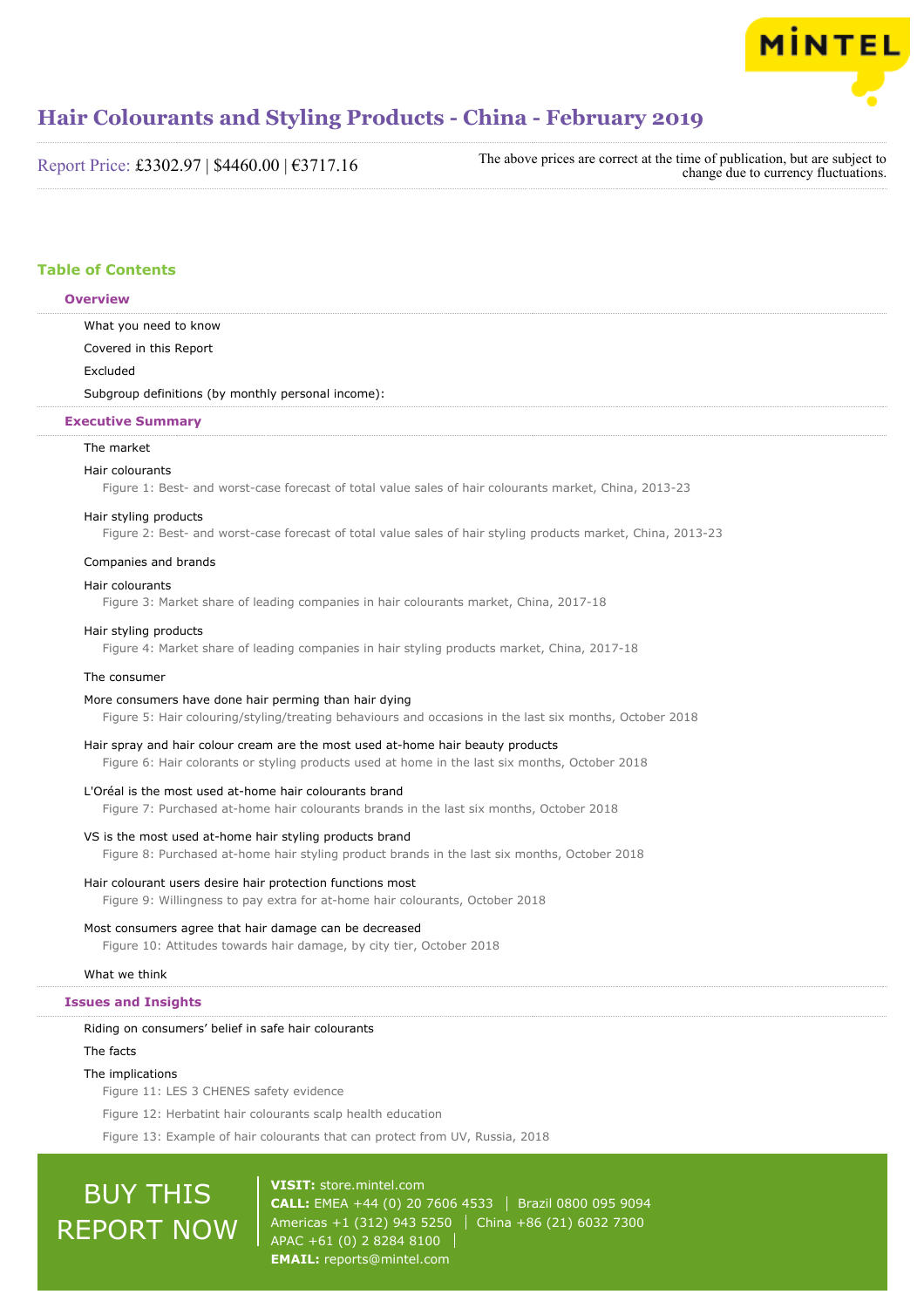# Hair Colourants and Styling Products - China - February 2019

Report Price: £3302.97 | $4460.00 | €3717.16

The above prices are correct at the time of publication, but are subject to change due to currency fluctuations.

## Table of Contents

### Overview

What you need to know

Covered in this Report

Excluded

Subgroup definitions (by monthly personal income):

### Executive Summary

The market

Hair colourants

Figure 1: Best- and worst-case forecast of total value sales of hair colourants market, China, 2013-23

Hair styling products

Figure 2: Best- and worst-case forecast of total value sales of hair styling products market, China, 2013-23

Companies and brands

Hair colourants

Figure 3: Market share of leading companies in hair colourants market, China, 2017-18

Hair styling products

Figure 4: Market share of leading companies in hair styling products market, China, 2017-18

The consumer

More consumers have done hair perming than hair dying

Figure 5: Hair colouring/styling/treating behaviours and occasions in the last six months, October 2018

Hair spray and hair colour cream are the most used at-home hair beauty products

Figure 6: Hair colorants or styling products used at home in the last six months, October 2018

L'Oréal is the most used at-home hair colourants brand

Figure 7: Purchased at-home hair colourants brands in the last six months, October 2018

VS is the most used at-home hair styling products brand

Figure 8: Purchased at-home hair styling product brands in the last six months, October 2018

Hair colourant users desire hair protection functions most

Figure 9: Willingness to pay extra for at-home hair colourants, October 2018

Most consumers agree that hair damage can be decreased

Figure 10: Attitudes towards hair damage, by city tier, October 2018

What we think

### Issues and Insights

Riding on consumers' belief in safe hair colourants

The facts

The implications

Figure 11: LES 3 CHENES safety evidence

Figure 12: Herbatint hair colourants scalp health education

Figure 13: Example of hair colourants that can protect from UV, Russia, 2018

BUY THIS REPORT NOW

**VISIT:** store.mintel.com
**CALL:** EMEA +44 (0) 20 7606 4533 | Brazil 0800 095 9094
Americas +1 (312) 943 5250 | China +86 (21) 6032 7300
APAC +61 (0) 2 8284 8100
**EMAIL:** reports@mintel.com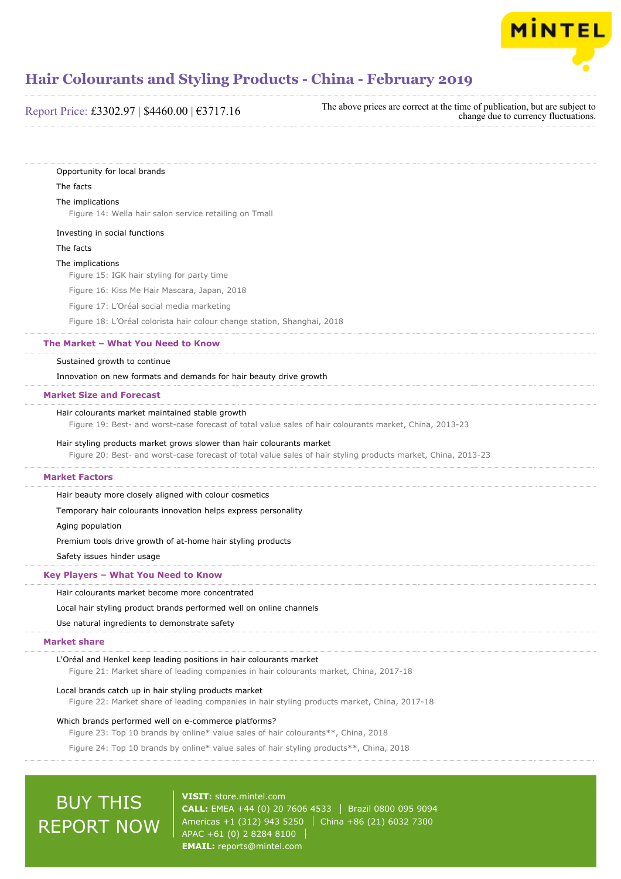Opportunity for local brands

The facts

The implications

Figure 14: Wella hair salon service retailing on Tmall

Investing in social functions

The facts

The implications

Figure 15: IGK hair styling for party time

Figure 16: Kiss Me Hair Mascara, Japan, 2018

Figure 17: L'Oréal social media marketing

Figure 18: L'Oréal colorista hair colour change station, Shanghai, 2018

## The Market – What You Need to Know

Sustained growth to continue

Innovation on new formats and demands for hair beauty drive growth

## Market Size and Forecast

Hair colourants market maintained stable growth

Figure 19: Best- and worst-case forecast of total value sales of hair colourants market, China, 2013-23

Hair styling products market grows slower than hair colourants market

Figure 20: Best- and worst-case forecast of total value sales of hair styling products market, China, 2013-23

## Market Factors

Hair beauty more closely aligned with colour cosmetics

Temporary hair colourants innovation helps express personality

Aging population

Premium tools drive growth of at-home hair styling products

Safety issues hinder usage

## Key Players – What You Need to Know

Hair colourants market become more concentrated

Local hair styling product brands performed well on online channels

Use natural ingredients to demonstrate safety

## Market share

L'Oréal and Henkel keep leading positions in hair colourants market

Figure 21: Market share of leading companies in hair colourants market, China, 2017-18

Local brands catch up in hair styling products market

Figure 22: Market share of leading companies in hair styling products market, China, 2017-18

Which brands performed well on e-commerce platforms?

Figure 23: Top 10 brands by online* value sales of hair colourants**, China, 2018

Figure 24: Top 10 brands by online* value sales of hair styling products**, China, 2018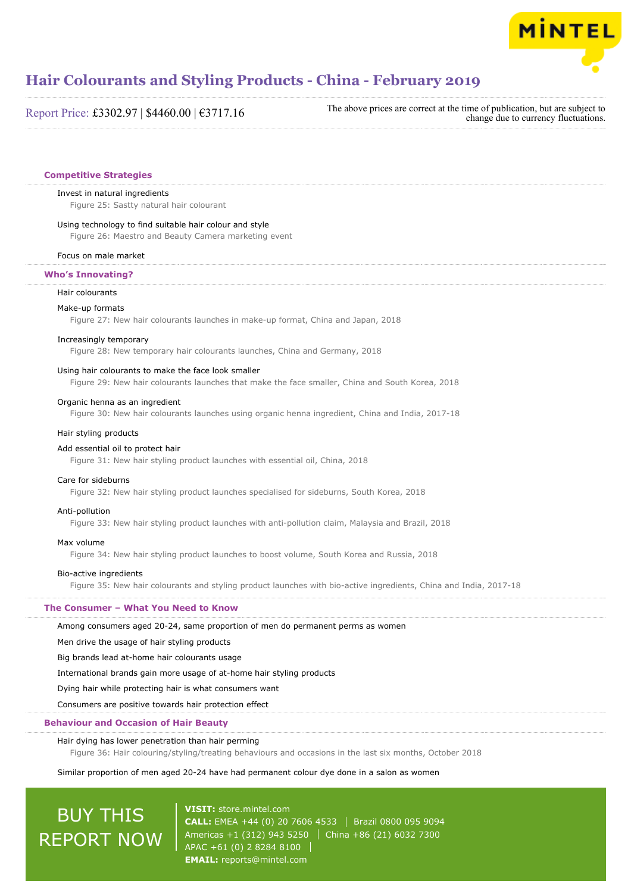# Hair Colourants and Styling Products - China - February 2019

Report Price: £3302.97 | $4460.00 | €3717.16

The above prices are correct at the time of publication, but are subject to change due to currency fluctuations.

## Competitive Strategies

Invest in natural ingredients

Figure 25: Sastty natural hair colourant

Using technology to find suitable hair colour and style

Figure 26: Maestro and Beauty Camera marketing event

Focus on male market

## Who's Innovating?

Hair colourants

Make-up formats

Figure 27: New hair colourants launches in make-up format, China and Japan, 2018

Increasingly temporary

Figure 28: New temporary hair colourants launches, China and Germany, 2018

Using hair colourants to make the face look smaller

Figure 29: New hair colourants launches that make the face smaller, China and South Korea, 2018

Organic henna as an ingredient

Figure 30: New hair colourants launches using organic henna ingredient, China and India, 2017-18

Hair styling products

Add essential oil to protect hair

Figure 31: New hair styling product launches with essential oil, China, 2018

Care for sideburns

Figure 32: New hair styling product launches specialised for sideburns, South Korea, 2018

Anti-pollution

Figure 33: New hair styling product launches with anti-pollution claim, Malaysia and Brazil, 2018

Max volume

Figure 34: New hair styling product launches to boost volume, South Korea and Russia, 2018

Bio-active ingredients

Figure 35: New hair colourants and styling product launches with bio-active ingredients, China and India, 2017-18

## The Consumer – What You Need to Know

Among consumers aged 20-24, same proportion of men do permanent perms as women

Men drive the usage of hair styling products

Big brands lead at-home hair colourants usage

International brands gain more usage of at-home hair styling products

Dying hair while protecting hair is what consumers want

Consumers are positive towards hair protection effect

## Behaviour and Occasion of Hair Beauty

Hair dying has lower penetration than hair perming

Figure 36: Hair colouring/styling/treating behaviours and occasions in the last six months, October 2018

Similar proportion of men aged 20-24 have had permanent colour dye done in a salon as women

BUY THIS REPORT NOW

**VISIT:** store.mintel.com

**CALL:** EMEA +44 (0) 20 7606 4533 | Brazil 0800 095 9094
Americas +1 (312) 943 5250 | China +86 (21) 6032 7300
APAC +61 (0) 2 8284 8100

**EMAIL:** reports@mintel.com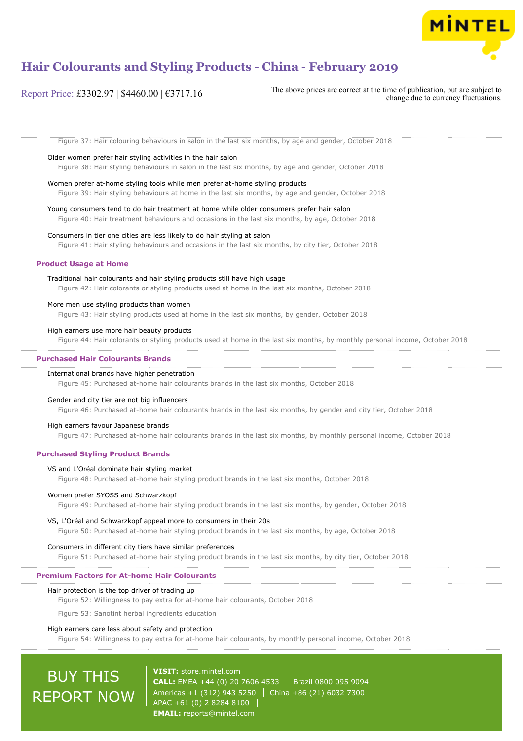Figure 37: Hair colouring behaviours in salon in the last six months, by age and gender, October 2018

Older women prefer hair styling activities in the hair salon

Figure 38: Hair styling behaviours in salon in the last six months, by age and gender, October 2018

Women prefer at-home styling tools while men prefer at-home styling products

Figure 39: Hair styling behaviours at home in the last six months, by age and gender, October 2018

Young consumers tend to do hair treatment at home while older consumers prefer hair salon

Figure 40: Hair treatment behaviours and occasions in the last six months, by age, October 2018

Consumers in tier one cities are less likely to do hair styling at salon

Figure 41: Hair styling behaviours and occasions in the last six months, by city tier, October 2018

### Product Usage at Home

Traditional hair colourants and hair styling products still have high usage

Figure 42: Hair colorants or styling products used at home in the last six months, October 2018

More men use styling products than women

Figure 43: Hair styling products used at home in the last six months, by gender, October 2018

High earners use more hair beauty products

Figure 44: Hair colorants or styling products used at home in the last six months, by monthly personal income, October 2018

### Purchased Hair Colourants Brands

International brands have higher penetration

Figure 45: Purchased at-home hair colourants brands in the last six months, October 2018

Gender and city tier are not big influencers

Figure 46: Purchased at-home hair colourants brands in the last six months, by gender and city tier, October 2018

High earners favour Japanese brands

Figure 47: Purchased at-home hair colourants brands in the last six months, by monthly personal income, October 2018

### Purchased Styling Product Brands

VS and L'Oréal dominate hair styling market

Figure 48: Purchased at-home hair styling product brands in the last six months, October 2018

Women prefer SYOSS and Schwarzkopf

Figure 49: Purchased at-home hair styling product brands in the last six months, by gender, October 2018

VS, L'Oréal and Schwarzkopf appeal more to consumers in their 20s

Figure 50: Purchased at-home hair styling product brands in the last six months, by age, October 2018

Consumers in different city tiers have similar preferences

Figure 51: Purchased at-home hair styling product brands in the last six months, by city tier, October 2018

### Premium Factors for At-home Hair Colourants

Hair protection is the top driver of trading up

Figure 52: Willingness to pay extra for at-home hair colourants, October 2018

Figure 53: Sanotint herbal ingredients education

High earners care less about safety and protection

Figure 54: Willingness to pay extra for at-home hair colourants, by monthly personal income, October 2018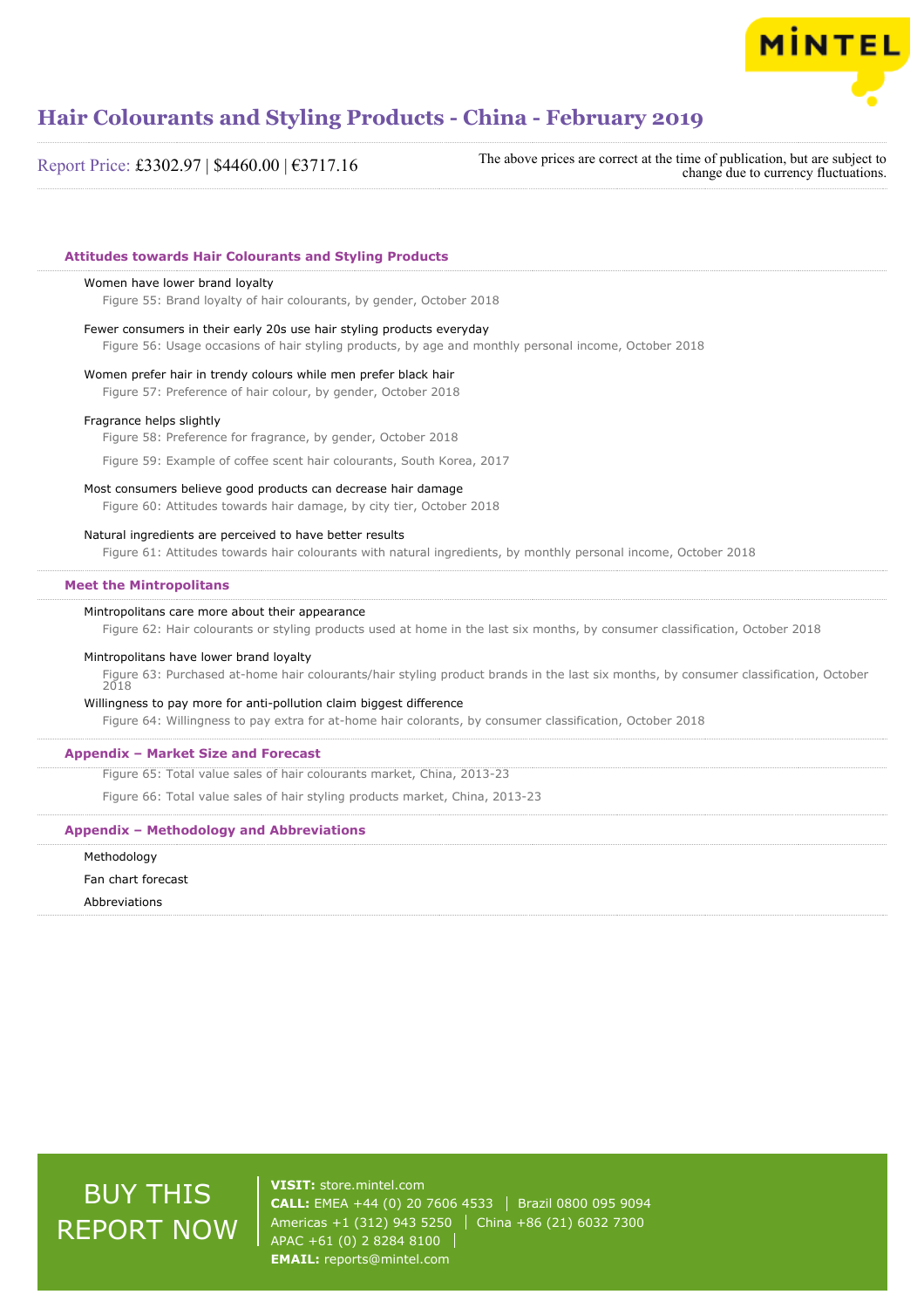# Hair Colourants and Styling Products - China - February 2019

Report Price: £3302.97 | $4460.00 | €3717.16

The above prices are correct at the time of publication, but are subject to change due to currency fluctuations.

## Attitudes towards Hair Colourants and Styling Products

Women have lower brand loyalty

Figure 55: Brand loyalty of hair colourants, by gender, October 2018

Fewer consumers in their early 20s use hair styling products everyday

Figure 56: Usage occasions of hair styling products, by age and monthly personal income, October 2018

Women prefer hair in trendy colours while men prefer black hair

Figure 57: Preference of hair colour, by gender, October 2018

Fragrance helps slightly

Figure 58: Preference for fragrance, by gender, October 2018

Figure 59: Example of coffee scent hair colourants, South Korea, 2017

Most consumers believe good products can decrease hair damage

Figure 60: Attitudes towards hair damage, by city tier, October 2018

Natural ingredients are perceived to have better results

Figure 61: Attitudes towards hair colourants with natural ingredients, by monthly personal income, October 2018

## Meet the Mintropolitans

Mintropolitans care more about their appearance

Figure 62: Hair colourants or styling products used at home in the last six months, by consumer classification, October 2018

Mintropolitans have lower brand loyalty

Figure 63: Purchased at-home hair colourants/hair styling product brands in the last six months, by consumer classification, October 2018

Willingness to pay more for anti-pollution claim biggest difference

Figure 64: Willingness to pay extra for at-home hair colorants, by consumer classification, October 2018

## Appendix – Market Size and Forecast

Figure 65: Total value sales of hair colourants market, China, 2013-23

Figure 66: Total value sales of hair styling products market, China, 2013-23

## Appendix – Methodology and Abbreviations

Methodology

Fan chart forecast

Abbreviations

BUY THIS REPORT NOW

**VISIT:** store.mintel.com

**CALL:** EMEA +44 (0) 20 7606 4533 | Brazil 0800 095 9094

Americas +1 (312) 943 5250 | China +86 (21) 6032 7300

APAC +61 (0) 2 8284 8100

**EMAIL:** reports@mintel.com